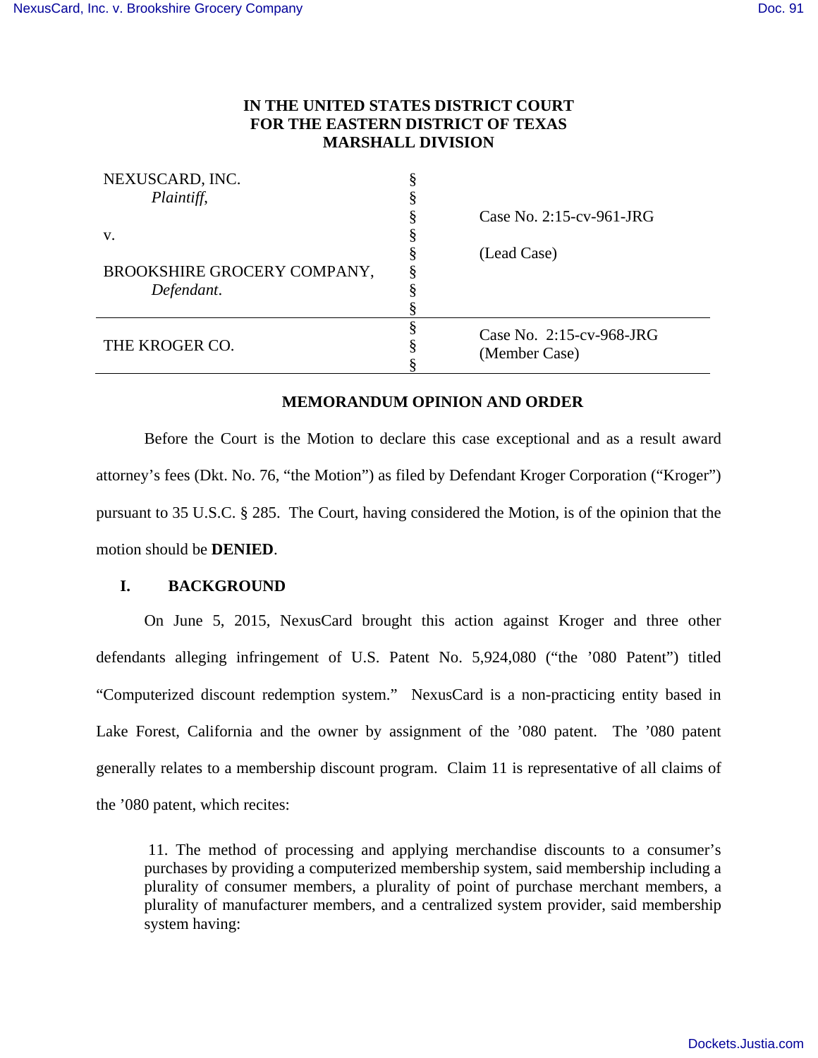# IN THE UNITED STATES DISTRICT COURT
# FOR THE EASTERN DISTRICT OF TEXAS
# MARSHALL DIVISION

| | | |
|---|---|---|
| NEXUSCARD, INC. *Plaintiff,* v. BROOKSHIRE GROCERY COMPANY, *Defendant*. | § § § § § § § § | Case No. 2:15-cv-961-JRG (Lead Case) |
| THE KROGER CO. | § § § | Case No. 2:15-cv-968-JRG (Member Case) |

## MEMORANDUM OPINION AND ORDER

Before the Court is the Motion to declare this case exceptional and as a result award attorney's fees (Dkt. No. 76, "the Motion") as filed by Defendant Kroger Corporation ("Kroger") pursuant to 35 U.S.C. § 285. The Court, having considered the Motion, is of the opinion that the motion should be **DENIED**.

## I. BACKGROUND

On June 5, 2015, NexusCard brought this action against Kroger and three other defendants alleging infringement of U.S. Patent No. 5,924,080 ("the '080 Patent") titled "Computerized discount redemption system." NexusCard is a non-practicing entity based in Lake Forest, California and the owner by assignment of the '080 patent. The '080 patent generally relates to a membership discount program. Claim 11 is representative of all claims of the '080 patent, which recites:

> 11. The method of processing and applying merchandise discounts to a consumer's purchases by providing a computerized membership system, said membership including a plurality of consumer members, a plurality of point of purchase merchant members, a plurality of manufacturer members, and a centralized system provider, said membership system having: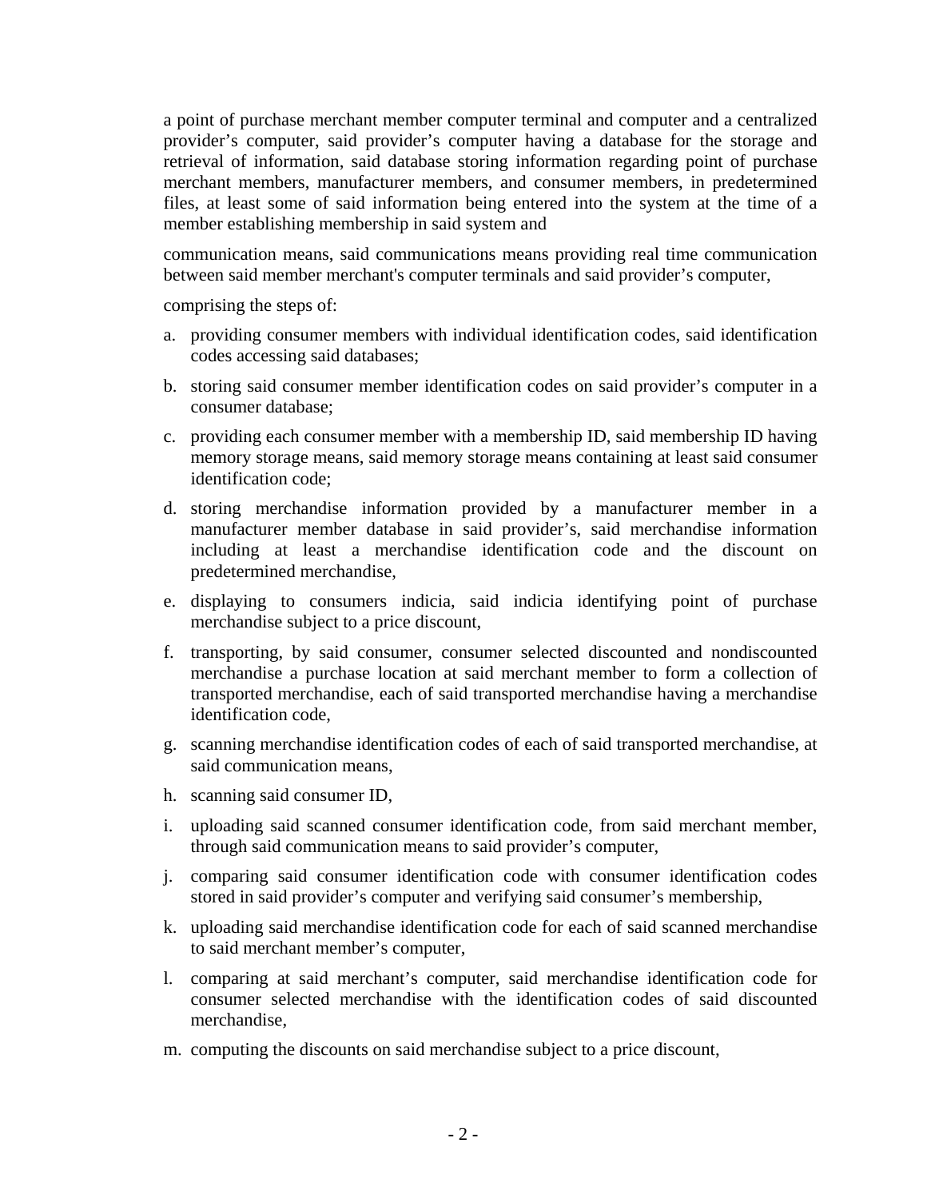a point of purchase merchant member computer terminal and computer and a centralized provider's computer, said provider's computer having a database for the storage and retrieval of information, said database storing information regarding point of purchase merchant members, manufacturer members, and consumer members, in predetermined files, at least some of said information being entered into the system at the time of a member establishing membership in said system and

communication means, said communications means providing real time communication between said member merchant's computer terminals and said provider's computer,

comprising the steps of:

a. providing consumer members with individual identification codes, said identification codes accessing said databases;
b. storing said consumer member identification codes on said provider's computer in a consumer database;
c. providing each consumer member with a membership ID, said membership ID having memory storage means, said memory storage means containing at least said consumer identification code;
d. storing merchandise information provided by a manufacturer member in a manufacturer member database in said provider's, said merchandise information including at least a merchandise identification code and the discount on predetermined merchandise,
e. displaying to consumers indicia, said indicia identifying point of purchase merchandise subject to a price discount,
f. transporting, by said consumer, consumer selected discounted and nondiscounted merchandise a purchase location at said merchant member to form a collection of transported merchandise, each of said transported merchandise having a merchandise identification code,
g. scanning merchandise identification codes of each of said transported merchandise, at said communication means,
h. scanning said consumer ID,
i. uploading said scanned consumer identification code, from said merchant member, through said communication means to said provider's computer,
j. comparing said consumer identification code with consumer identification codes stored in said provider's computer and verifying said consumer's membership,
k. uploading said merchandise identification code for each of said scanned merchandise to said merchant member's computer,
l. comparing at said merchant's computer, said merchandise identification code for consumer selected merchandise with the identification codes of said discounted merchandise,
m. computing the discounts on said merchandise subject to a price discount,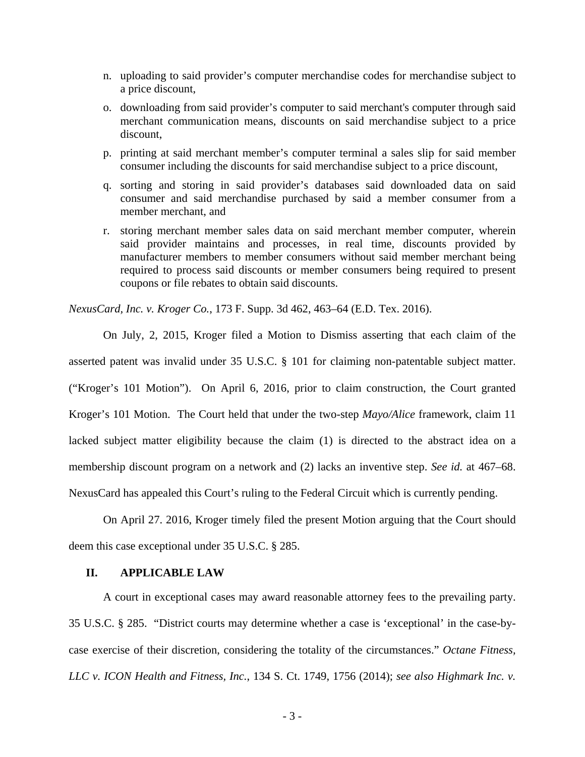n. uploading to said provider's computer merchandise codes for merchandise subject to a price discount,

o. downloading from said provider's computer to said merchant's computer through said merchant communication means, discounts on said merchandise subject to a price discount,

p. printing at said merchant member's computer terminal a sales slip for said member consumer including the discounts for said merchandise subject to a price discount,

q. sorting and storing in said provider's databases said downloaded data on said consumer and said merchandise purchased by said a member consumer from a member merchant, and

r. storing merchant member sales data on said merchant member computer, wherein said provider maintains and processes, in real time, discounts provided by manufacturer members to member consumers without said member merchant being required to process said discounts or member consumers being required to present coupons or file rebates to obtain said discounts.

*NexusCard, Inc. v. Kroger Co.*, 173 F. Supp. 3d 462, 463–64 (E.D. Tex. 2016).

On July, 2, 2015, Kroger filed a Motion to Dismiss asserting that each claim of the asserted patent was invalid under 35 U.S.C. § 101 for claiming non-patentable subject matter. ("Kroger's 101 Motion"). On April 6, 2016, prior to claim construction, the Court granted Kroger's 101 Motion. The Court held that under the two-step *Mayo/Alice* framework, claim 11 lacked subject matter eligibility because the claim (1) is directed to the abstract idea on a membership discount program on a network and (2) lacks an inventive step. *See id.* at 467–68. NexusCard has appealed this Court's ruling to the Federal Circuit which is currently pending.

On April 27. 2016, Kroger timely filed the present Motion arguing that the Court should deem this case exceptional under 35 U.S.C. § 285.

## II. APPLICABLE LAW

A court in exceptional cases may award reasonable attorney fees to the prevailing party. 35 U.S.C. § 285. "District courts may determine whether a case is 'exceptional' in the case-by-case exercise of their discretion, considering the totality of the circumstances." *Octane Fitness, LLC v. ICON Health and Fitness, Inc.*, 134 S. Ct. 1749, 1756 (2014); *see also Highmark Inc. v.*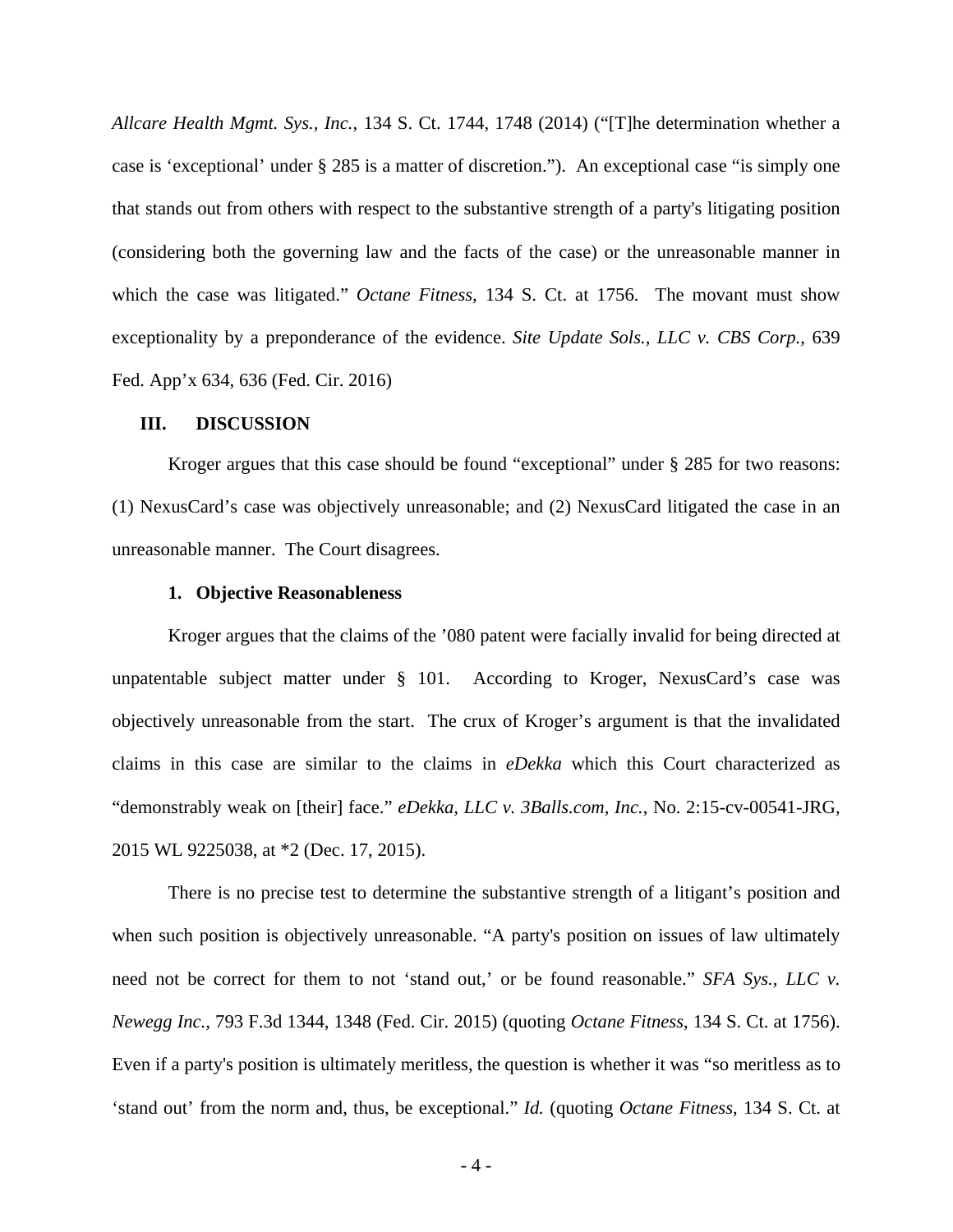*Allcare Health Mgmt. Sys., Inc.*, 134 S. Ct. 1744, 1748 (2014) ("[T]he determination whether a case is 'exceptional' under § 285 is a matter of discretion."). An exceptional case "is simply one that stands out from others with respect to the substantive strength of a party's litigating position (considering both the governing law and the facts of the case) or the unreasonable manner in which the case was litigated." *Octane Fitness*, 134 S. Ct. at 1756. The movant must show exceptionality by a preponderance of the evidence. *Site Update Sols., LLC v. CBS Corp.*, 639 Fed. App'x 634, 636 (Fed. Cir. 2016)

## III. DISCUSSION

Kroger argues that this case should be found "exceptional" under § 285 for two reasons: (1) NexusCard's case was objectively unreasonable; and (2) NexusCard litigated the case in an unreasonable manner. The Court disagrees.

### 1. Objective Reasonableness

Kroger argues that the claims of the '080 patent were facially invalid for being directed at unpatentable subject matter under § 101. According to Kroger, NexusCard's case was objectively unreasonable from the start. The crux of Kroger's argument is that the invalidated claims in this case are similar to the claims in *eDekka* which this Court characterized as "demonstrably weak on [their] face." *eDekka, LLC v. 3Balls.com, Inc.*, No. 2:15-cv-00541-JRG, 2015 WL 9225038, at *2 (Dec. 17, 2015).

There is no precise test to determine the substantive strength of a litigant's position and when such position is objectively unreasonable. "A party's position on issues of law ultimately need not be correct for them to not 'stand out,' or be found reasonable." *SFA Sys., LLC v. Newegg Inc.*, 793 F.3d 1344, 1348 (Fed. Cir. 2015) (quoting *Octane Fitness*, 134 S. Ct. at 1756). Even if a party's position is ultimately meritless, the question is whether it was "so meritless as to 'stand out' from the norm and, thus, be exceptional." *Id.* (quoting *Octane Fitness*, 134 S. Ct. at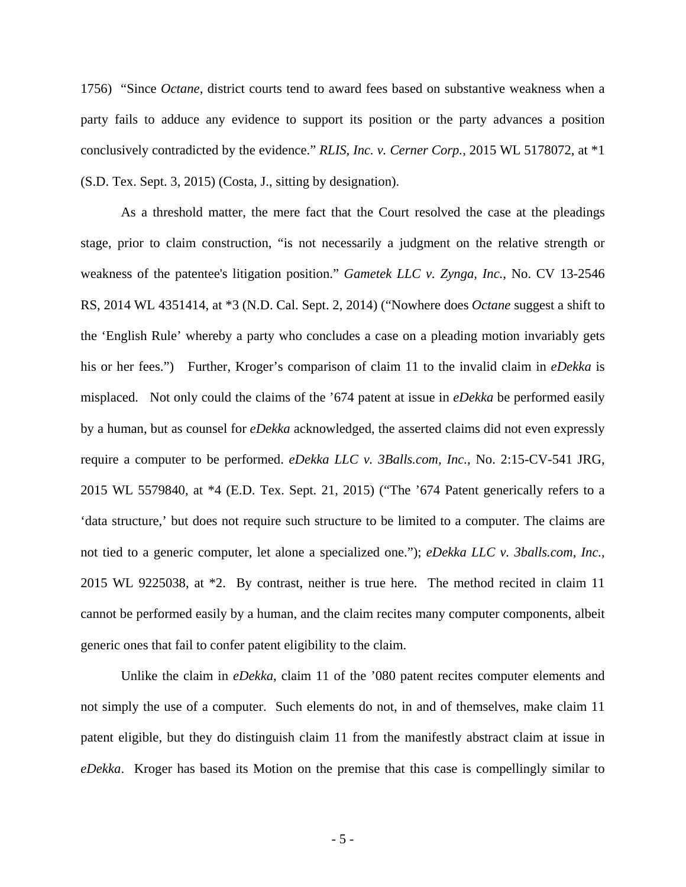1756) "Since *Octane*, district courts tend to award fees based on substantive weakness when a party fails to adduce any evidence to support its position or the party advances a position conclusively contradicted by the evidence." *RLIS, Inc. v. Cerner Corp.*, 2015 WL 5178072, at *1 (S.D. Tex. Sept. 3, 2015) (Costa, J., sitting by designation).

As a threshold matter, the mere fact that the Court resolved the case at the pleadings stage, prior to claim construction, "is not necessarily a judgment on the relative strength or weakness of the patentee's litigation position." *Gametek LLC v. Zynga, Inc.*, No. CV 13-2546 RS, 2014 WL 4351414, at *3 (N.D. Cal. Sept. 2, 2014) ("Nowhere does *Octane* suggest a shift to the 'English Rule' whereby a party who concludes a case on a pleading motion invariably gets his or her fees.") Further, Kroger's comparison of claim 11 to the invalid claim in *eDekka* is misplaced. Not only could the claims of the '674 patent at issue in *eDekka* be performed easily by a human, but as counsel for *eDekka* acknowledged, the asserted claims did not even expressly require a computer to be performed. *eDekka LLC v. 3Balls.com, Inc.*, No. 2:15-CV-541 JRG, 2015 WL 5579840, at *4 (E.D. Tex. Sept. 21, 2015) ("The '674 Patent generically refers to a 'data structure,' but does not require such structure to be limited to a computer. The claims are not tied to a generic computer, let alone a specialized one."); *eDekka LLC v. 3balls.com, Inc.*, 2015 WL 9225038, at *2. By contrast, neither is true here. The method recited in claim 11 cannot be performed easily by a human, and the claim recites many computer components, albeit generic ones that fail to confer patent eligibility to the claim.

Unlike the claim in *eDekka*, claim 11 of the '080 patent recites computer elements and not simply the use of a computer. Such elements do not, in and of themselves, make claim 11 patent eligible, but they do distinguish claim 11 from the manifestly abstract claim at issue in *eDekka*. Kroger has based its Motion on the premise that this case is compellingly similar to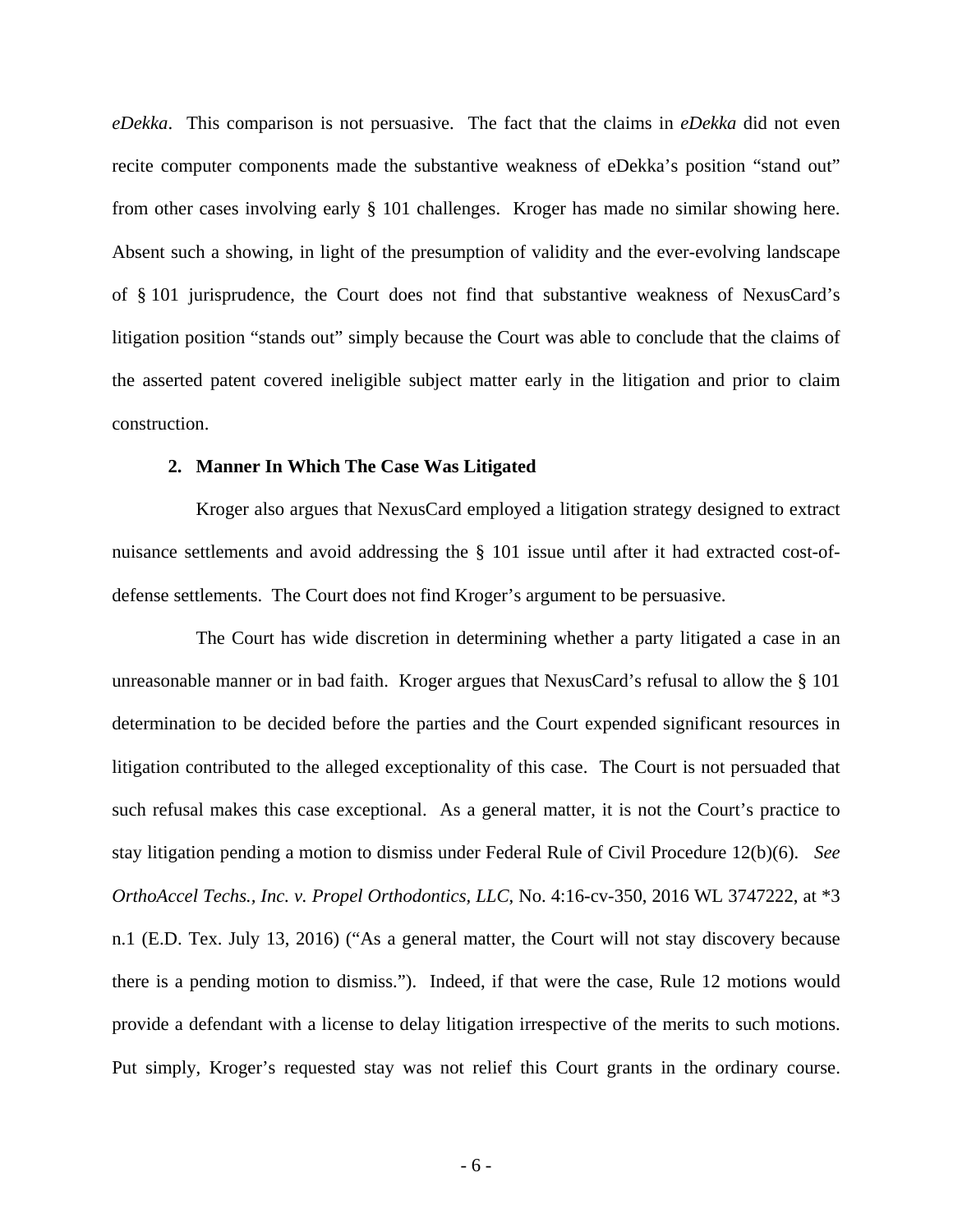*eDekka*. This comparison is not persuasive. The fact that the claims in *eDekka* did not even recite computer components made the substantive weakness of eDekka's position "stand out" from other cases involving early § 101 challenges. Kroger has made no similar showing here. Absent such a showing, in light of the presumption of validity and the ever-evolving landscape of § 101 jurisprudence, the Court does not find that substantive weakness of NexusCard's litigation position "stands out" simply because the Court was able to conclude that the claims of the asserted patent covered ineligible subject matter early in the litigation and prior to claim construction.

**2. Manner In Which The Case Was Litigated**

Kroger also argues that NexusCard employed a litigation strategy designed to extract nuisance settlements and avoid addressing the § 101 issue until after it had extracted cost-of-defense settlements. The Court does not find Kroger's argument to be persuasive.

The Court has wide discretion in determining whether a party litigated a case in an unreasonable manner or in bad faith. Kroger argues that NexusCard's refusal to allow the § 101 determination to be decided before the parties and the Court expended significant resources in litigation contributed to the alleged exceptionality of this case. The Court is not persuaded that such refusal makes this case exceptional. As a general matter, it is not the Court's practice to stay litigation pending a motion to dismiss under Federal Rule of Civil Procedure 12(b)(6). *See OrthoAccel Techs., Inc. v. Propel Orthodontics, LLC*, No. 4:16-cv-350, 2016 WL 3747222, at *3 n.1 (E.D. Tex. July 13, 2016) ("As a general matter, the Court will not stay discovery because there is a pending motion to dismiss."). Indeed, if that were the case, Rule 12 motions would provide a defendant with a license to delay litigation irrespective of the merits to such motions. Put simply, Kroger's requested stay was not relief this Court grants in the ordinary course.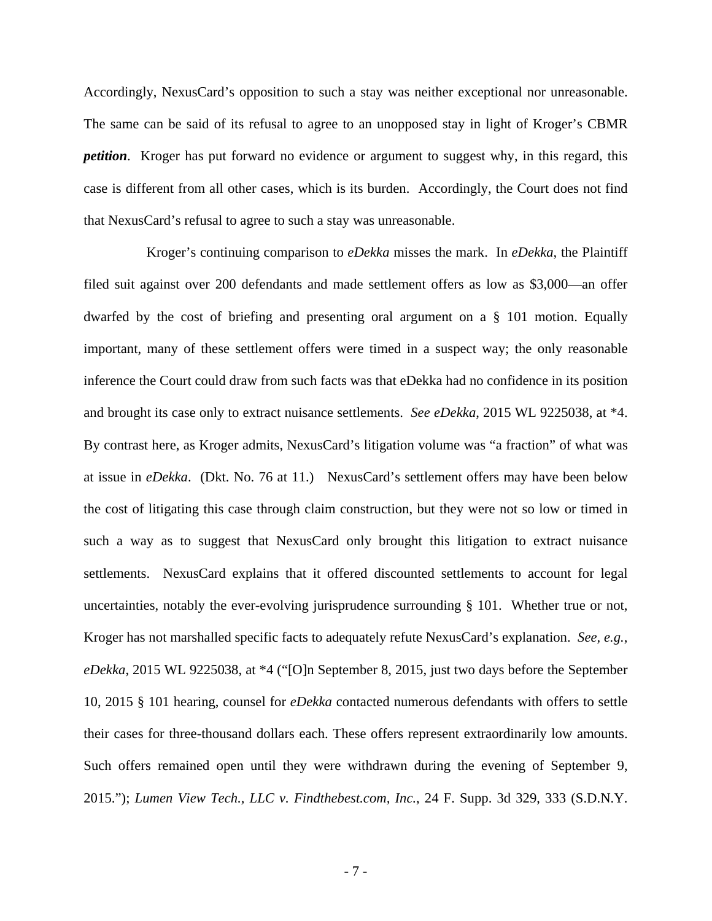Accordingly, NexusCard's opposition to such a stay was neither exceptional nor unreasonable. The same can be said of its refusal to agree to an unopposed stay in light of Kroger's CBMR ***petition***. Kroger has put forward no evidence or argument to suggest why, in this regard, this case is different from all other cases, which is its burden. Accordingly, the Court does not find that NexusCard's refusal to agree to such a stay was unreasonable.

Kroger's continuing comparison to *eDekka* misses the mark. In *eDekka*, the Plaintiff filed suit against over 200 defendants and made settlement offers as low as $3,000—an offer dwarfed by the cost of briefing and presenting oral argument on a § 101 motion. Equally important, many of these settlement offers were timed in a suspect way; the only reasonable inference the Court could draw from such facts was that eDekka had no confidence in its position and brought its case only to extract nuisance settlements. *See eDekka*, 2015 WL 9225038, at *4. By contrast here, as Kroger admits, NexusCard's litigation volume was "a fraction" of what was at issue in *eDekka*. (Dkt. No. 76 at 11.) NexusCard's settlement offers may have been below the cost of litigating this case through claim construction, but they were not so low or timed in such a way as to suggest that NexusCard only brought this litigation to extract nuisance settlements. NexusCard explains that it offered discounted settlements to account for legal uncertainties, notably the ever-evolving jurisprudence surrounding § 101. Whether true or not, Kroger has not marshalled specific facts to adequately refute NexusCard's explanation. *See, e.g.*, *eDekka*, 2015 WL 9225038, at *4 ("[O]n September 8, 2015, just two days before the September 10, 2015 § 101 hearing, counsel for *eDekka* contacted numerous defendants with offers to settle their cases for three-thousand dollars each. These offers represent extraordinarily low amounts. Such offers remained open until they were withdrawn during the evening of September 9, 2015."); *Lumen View Tech., LLC v. Findthebest.com, Inc.*, 24 F. Supp. 3d 329, 333 (S.D.N.Y.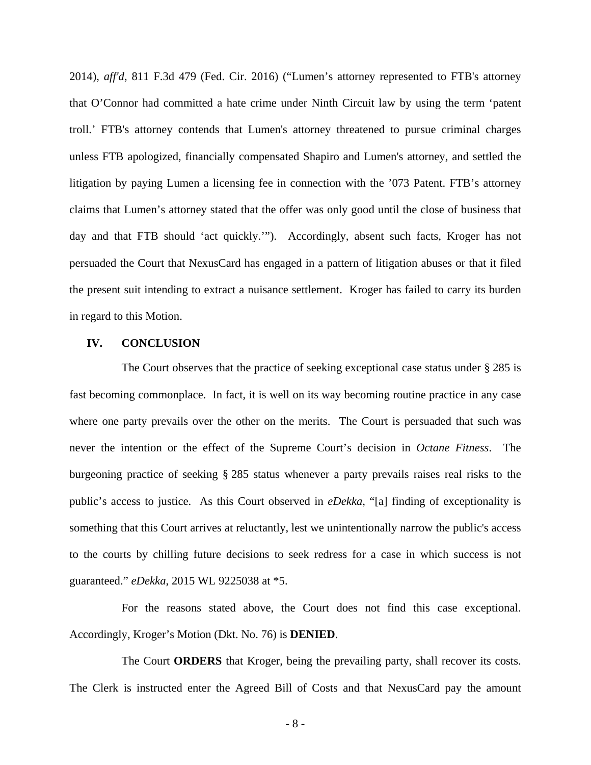2014), *aff'd*, 811 F.3d 479 (Fed. Cir. 2016) ("Lumen's attorney represented to FTB's attorney that O'Connor had committed a hate crime under Ninth Circuit law by using the term 'patent troll.' FTB's attorney contends that Lumen's attorney threatened to pursue criminal charges unless FTB apologized, financially compensated Shapiro and Lumen's attorney, and settled the litigation by paying Lumen a licensing fee in connection with the '073 Patent. FTB's attorney claims that Lumen's attorney stated that the offer was only good until the close of business that day and that FTB should 'act quickly.'"). Accordingly, absent such facts, Kroger has not persuaded the Court that NexusCard has engaged in a pattern of litigation abuses or that it filed the present suit intending to extract a nuisance settlement. Kroger has failed to carry its burden in regard to this Motion.

## IV. CONCLUSION

The Court observes that the practice of seeking exceptional case status under § 285 is fast becoming commonplace. In fact, it is well on its way becoming routine practice in any case where one party prevails over the other on the merits. The Court is persuaded that such was never the intention or the effect of the Supreme Court's decision in *Octane Fitness*. The burgeoning practice of seeking § 285 status whenever a party prevails raises real risks to the public's access to justice. As this Court observed in *eDekka*, "[a] finding of exceptionality is something that this Court arrives at reluctantly, lest we unintentionally narrow the public's access to the courts by chilling future decisions to seek redress for a case in which success is not guaranteed." *eDekka*, 2015 WL 9225038 at *5.

For the reasons stated above, the Court does not find this case exceptional. Accordingly, Kroger's Motion (Dkt. No. 76) is **DENIED**.

The Court **ORDERS** that Kroger, being the prevailing party, shall recover its costs. The Clerk is instructed enter the Agreed Bill of Costs and that NexusCard pay the amount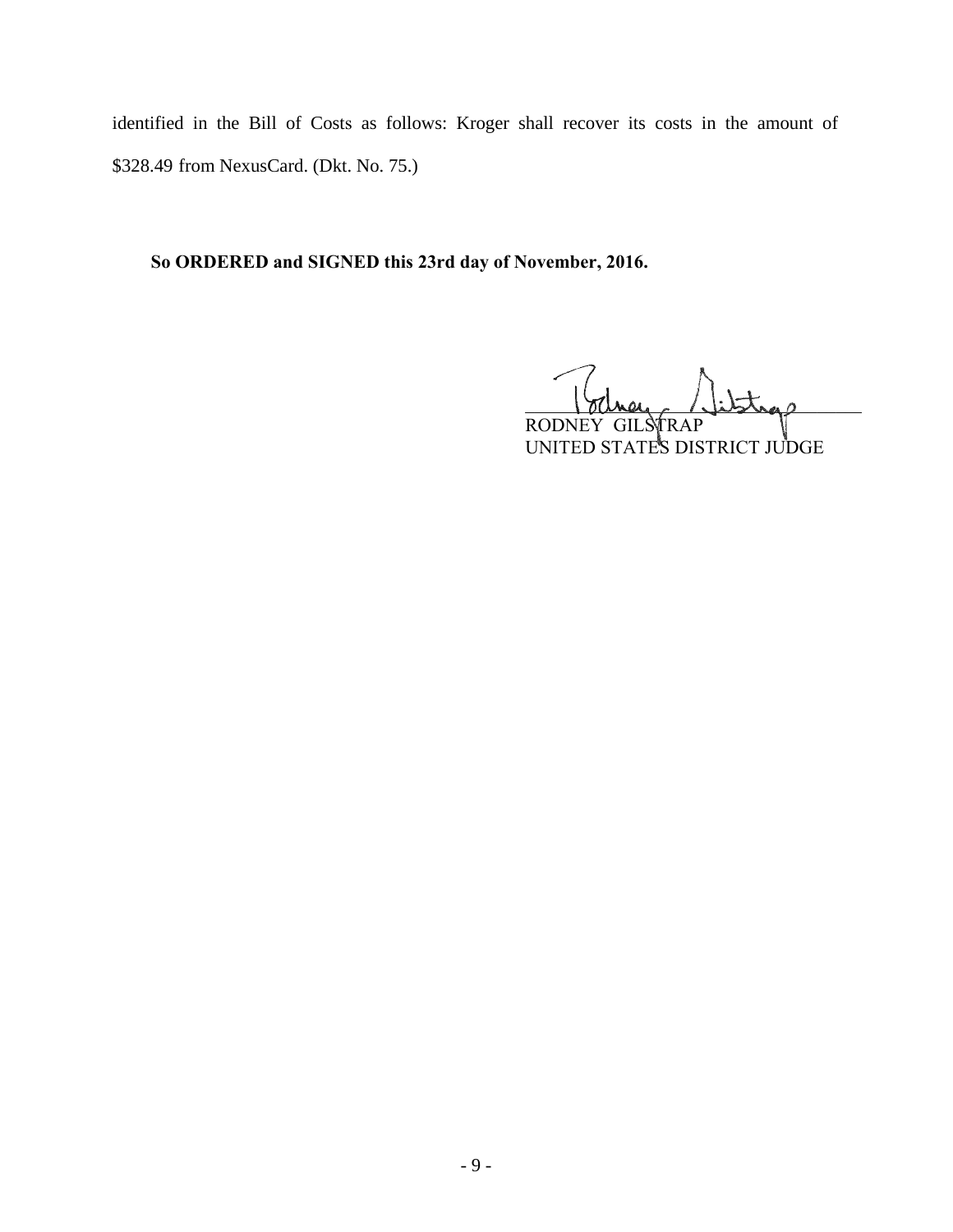identified in the Bill of Costs as follows: Kroger shall recover its costs in the amount of $328.49 from NexusCard. (Dkt. No. 75.)

**So ORDERED and SIGNED this 23rd day of November, 2016.**

RODNEY GILSTRAP
UNITED STATES DISTRICT JUDGE